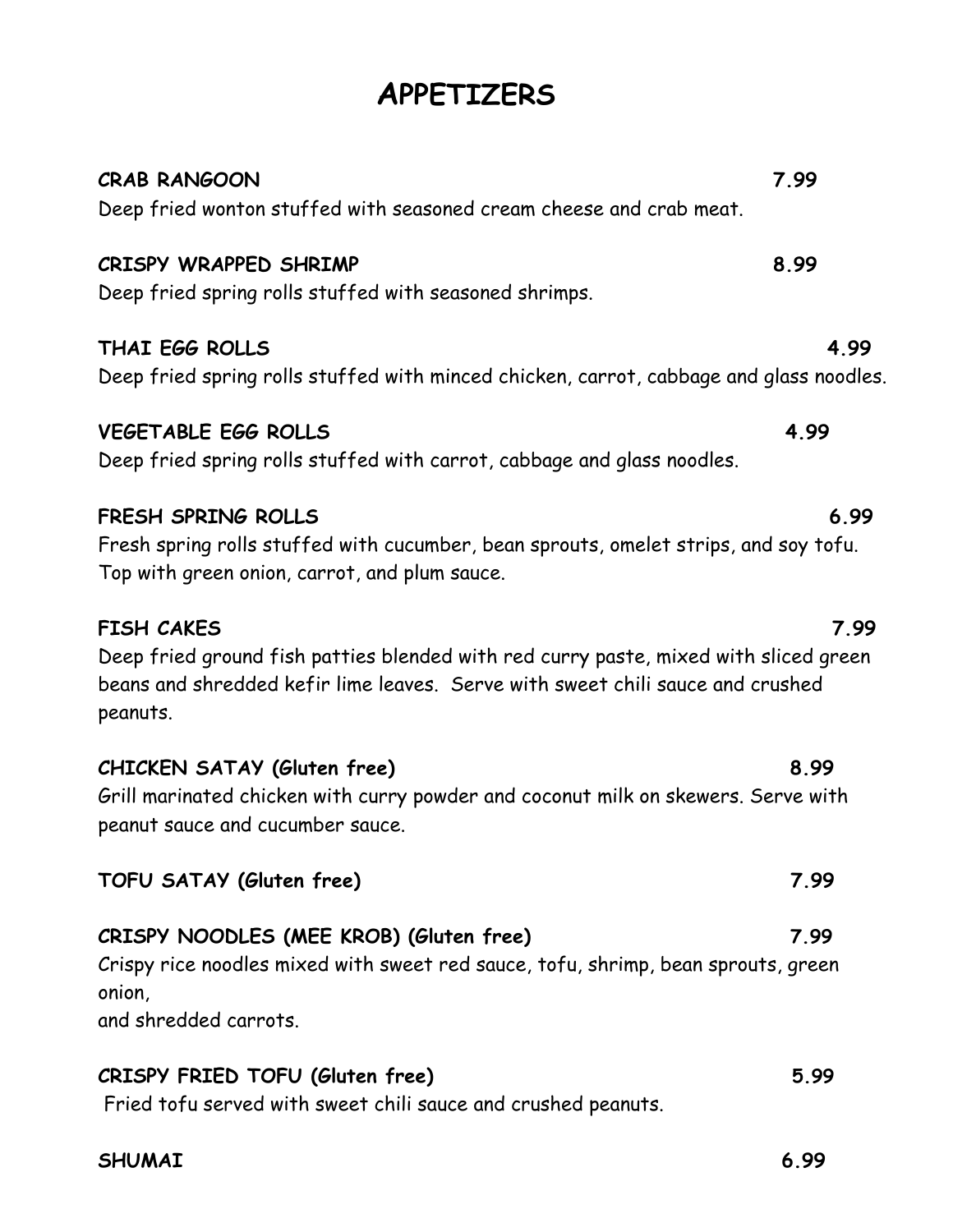# APPETIZERS

**CRAB RANGOON** **7.99**
Deep fried wonton stuffed with seasoned cream cheese and crab meat.

**CRISPY WRAPPED SHRIMP** **8.99**
Deep fried spring rolls stuffed with seasoned shrimps.

**THAI EGG ROLLS** **4.99**
Deep fried spring rolls stuffed with minced chicken, carrot, cabbage and glass noodles.

**VEGETABLE EGG ROLLS** **4.99**
Deep fried spring rolls stuffed with carrot, cabbage and glass noodles.

**FRESH SPRING ROLLS** **6.99**
Fresh spring rolls stuffed with cucumber, bean sprouts, omelet strips, and soy tofu. Top with green onion, carrot, and plum sauce.

**FISH CAKES** **7.99**
Deep fried ground fish patties blended with red curry paste, mixed with sliced green beans and shredded kefir lime leaves. Serve with sweet chili sauce and crushed peanuts.

**CHICKEN SATAY (Gluten free)** **8.99**
Grill marinated chicken with curry powder and coconut milk on skewers. Serve with peanut sauce and cucumber sauce.

**TOFU SATAY (Gluten free)** **7.99**

**CRISPY NOODLES (MEE KROB) (Gluten free)** **7.99**
Crispy rice noodles mixed with sweet red sauce, tofu, shrimp, bean sprouts, green onion,
and shredded carrots.

**CRISPY FRIED TOFU (Gluten free)** **5.99**
Fried tofu served with sweet chili sauce and crushed peanuts.

**SHUMAI** **6.99**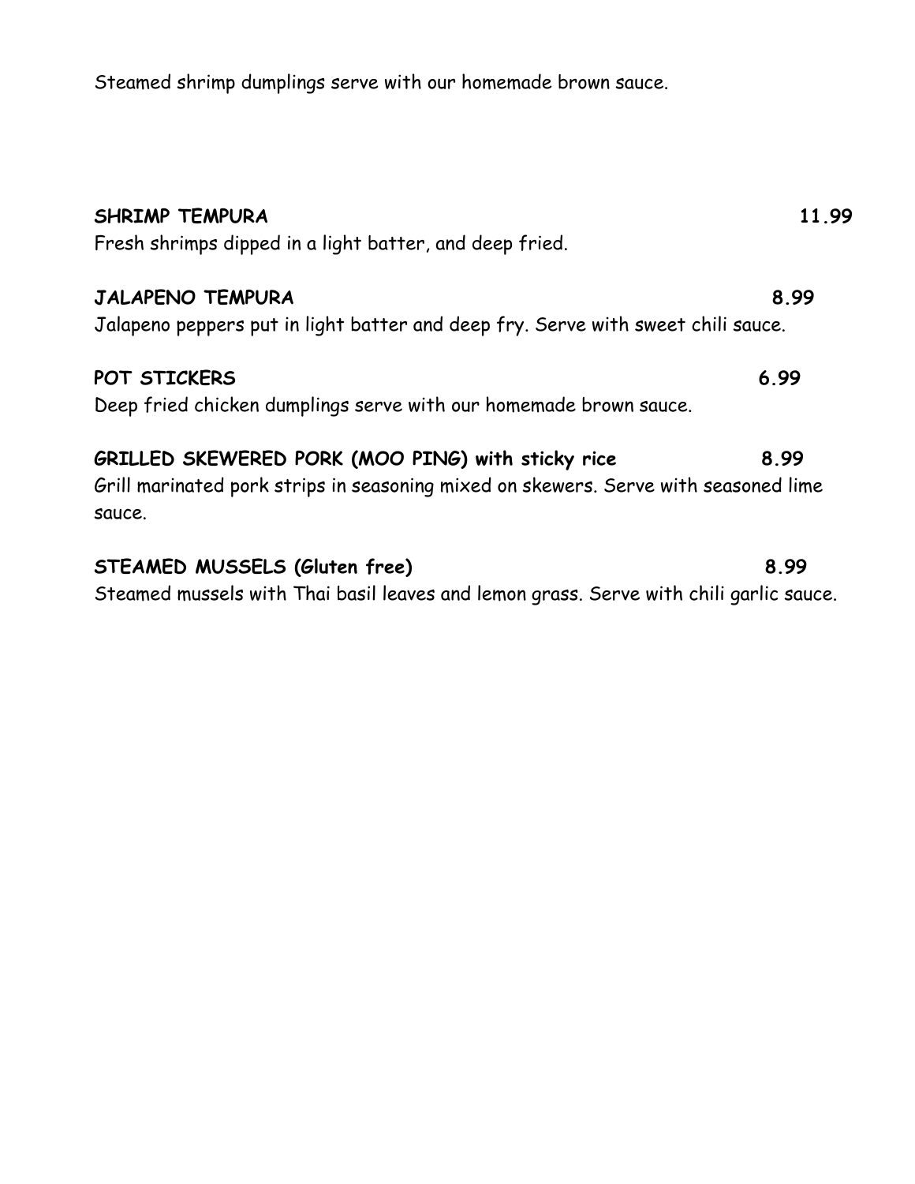Steamed shrimp dumplings serve with our homemade brown sauce.

**SHRIMP TEMPURA** **11.99**
Fresh shrimps dipped in a light batter, and deep fried.

**JALAPENO TEMPURA** **8.99**
Jalapeno peppers put in light batter and deep fry. Serve with sweet chili sauce.

**POT STICKERS** **6.99**
Deep fried chicken dumplings serve with our homemade brown sauce.

**GRILLED SKEWERED PORK (MOO PING) with sticky rice** **8.99**
Grill marinated pork strips in seasoning mixed on skewers. Serve with seasoned lime sauce.

**STEAMED MUSSELS (Gluten free)** **8.99**
Steamed mussels with Thai basil leaves and lemon grass. Serve with chili garlic sauce.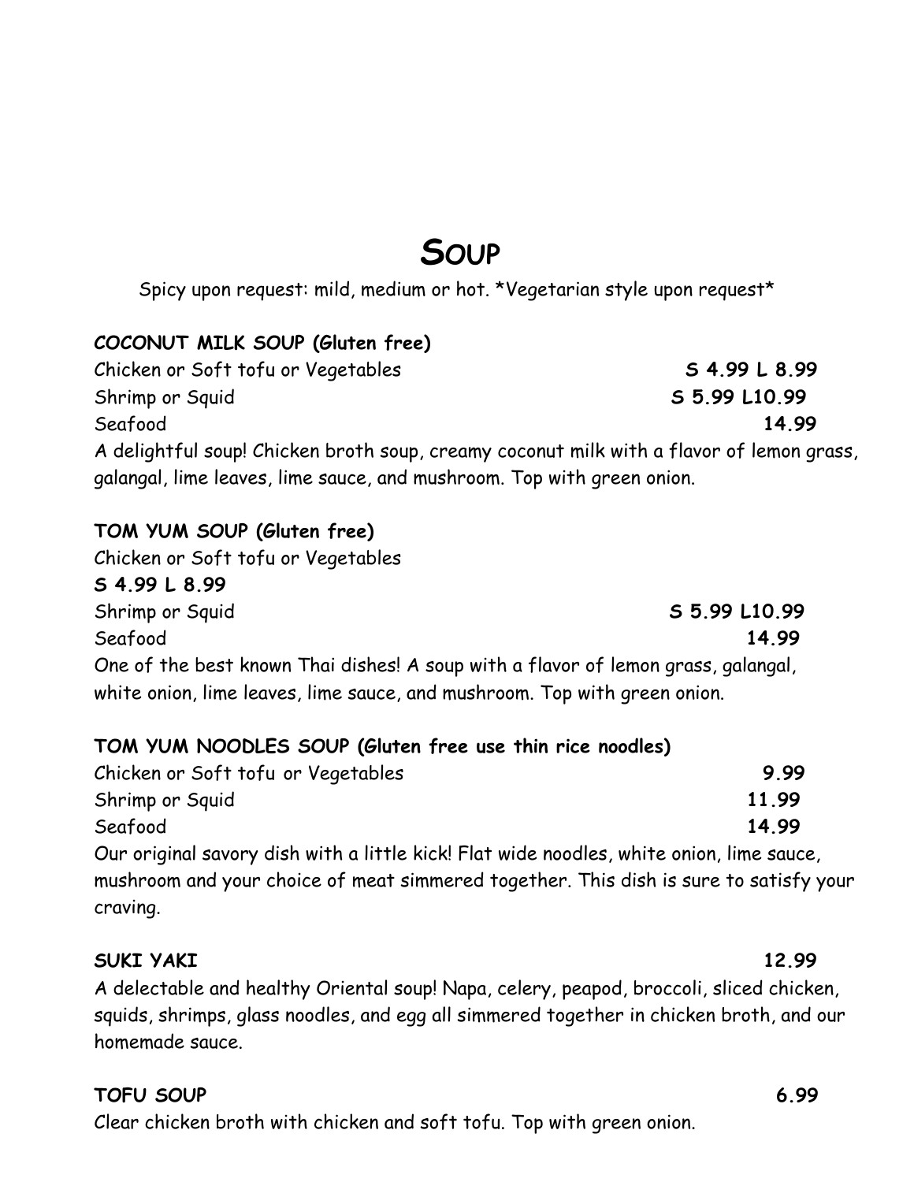# SOUP

Spicy upon request: mild, medium or hot. *Vegetarian style upon request*

**COCONUT MILK SOUP (Gluten free)**

Chicken or Soft tofu or Vegetables **S 4.99 L 8.99**

Shrimp or Squid **S 5.99 L10.99**

Seafood **14.99**

A delightful soup! Chicken broth soup, creamy coconut milk with a flavor of lemon grass, galangal, lime leaves, lime sauce, and mushroom. Top with green onion.

**TOM YUM SOUP (Gluten free)**

Chicken or Soft tofu or Vegetables

**S 4.99 L 8.99**

Shrimp or Squid **S 5.99 L10.99**

Seafood **14.99**

One of the best known Thai dishes! A soup with a flavor of lemon grass, galangal, white onion, lime leaves, lime sauce, and mushroom. Top with green onion.

**TOM YUM NOODLES SOUP (Gluten free use thin rice noodles)**

Chicken or Soft tofu or Vegetables **9.99**

Shrimp or Squid **11.99**

Seafood **14.99**

Our original savory dish with a little kick! Flat wide noodles, white onion, lime sauce, mushroom and your choice of meat simmered together. This dish is sure to satisfy your craving.

**SUKI YAKI** **12.99**

A delectable and healthy Oriental soup! Napa, celery, peapod, broccoli, sliced chicken, squids, shrimps, glass noodles, and egg all simmered together in chicken broth, and our homemade sauce.

**TOFU SOUP** **6.99**

Clear chicken broth with chicken and soft tofu. Top with green onion.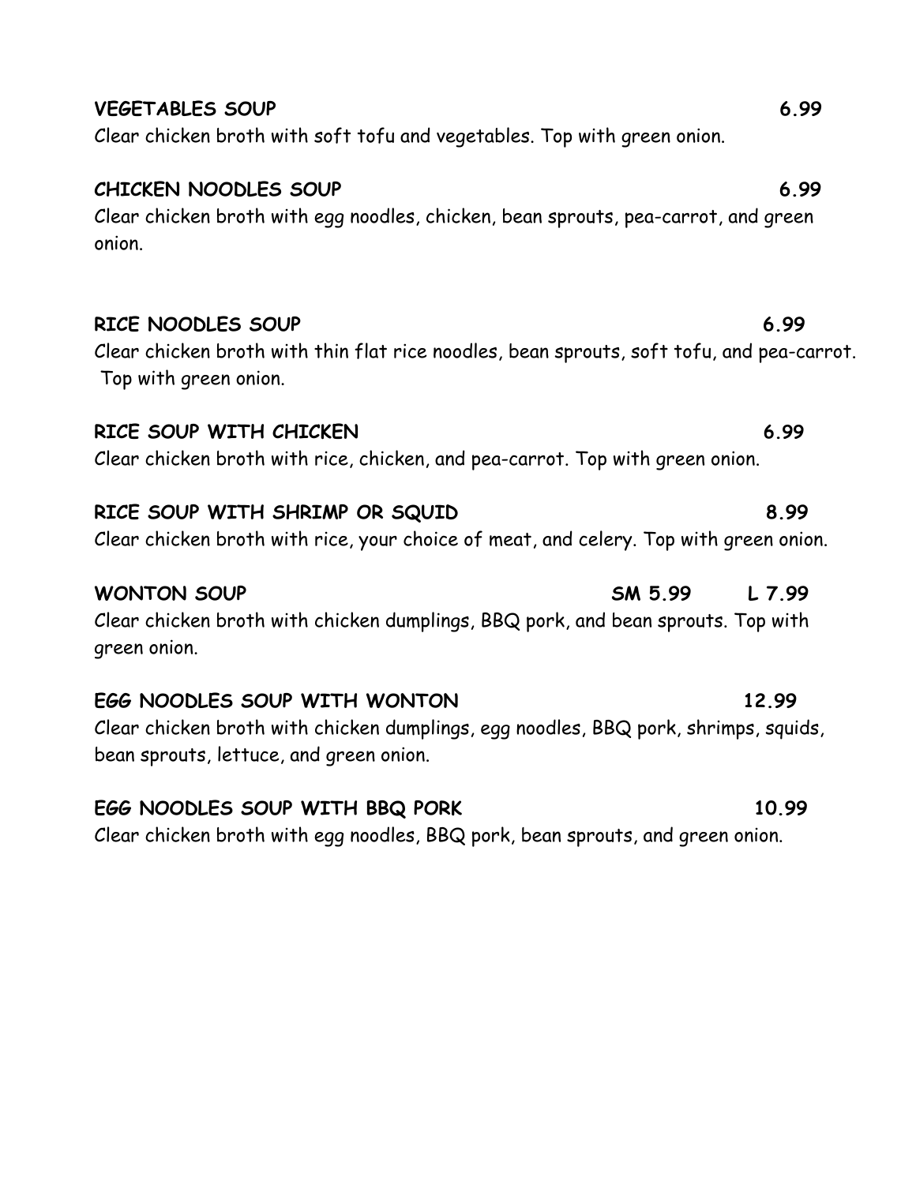**VEGETABLES SOUP** 6.99

Clear chicken broth with soft tofu and vegetables. Top with green onion.

**CHICKEN NOODLES SOUP** 6.99

Clear chicken broth with egg noodles, chicken, bean sprouts, pea-carrot, and green onion.

**RICE NOODLES SOUP** 6.99

Clear chicken broth with thin flat rice noodles, bean sprouts, soft tofu, and pea-carrot. Top with green onion.

**RICE SOUP WITH CHICKEN** 6.99

Clear chicken broth with rice, chicken, and pea-carrot. Top with green onion.

**RICE SOUP WITH SHRIMP OR SQUID** 8.99

Clear chicken broth with rice, your choice of meat, and celery. Top with green onion.

**WONTON SOUP** SM 5.99 L 7.99

Clear chicken broth with chicken dumplings, BBQ pork, and bean sprouts. Top with green onion.

**EGG NOODLES SOUP WITH WONTON** 12.99

Clear chicken broth with chicken dumplings, egg noodles, BBQ pork, shrimps, squids, bean sprouts, lettuce, and green onion.

**EGG NOODLES SOUP WITH BBQ PORK** 10.99

Clear chicken broth with egg noodles, BBQ pork, bean sprouts, and green onion.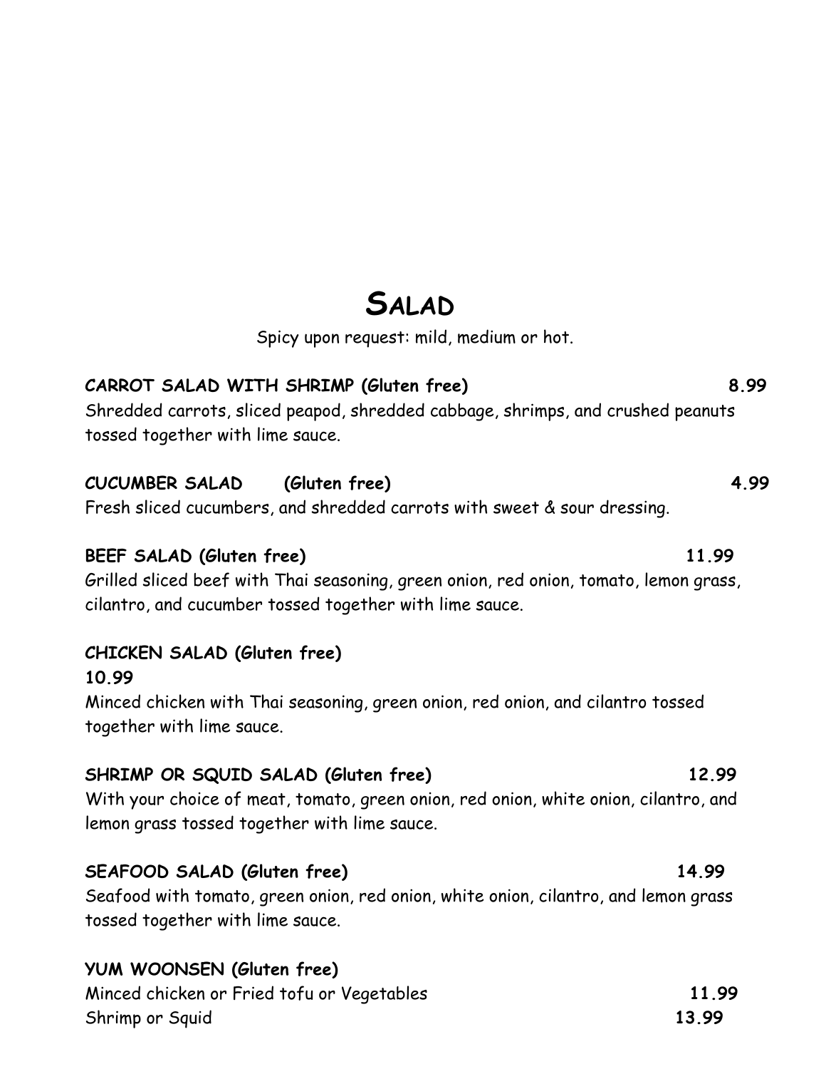# SALAD

Spicy upon request: mild, medium or hot.

**CARROT SALAD WITH SHRIMP (Gluten free)** **8.99**

Shredded carrots, sliced peapod, shredded cabbage, shrimps, and crushed peanuts tossed together with lime sauce.

**CUCUMBER SALAD (Gluten free)** **4.99**

Fresh sliced cucumbers, and shredded carrots with sweet & sour dressing.

**BEEF SALAD (Gluten free)** **11.99**

Grilled sliced beef with Thai seasoning, green onion, red onion, tomato, lemon grass, cilantro, and cucumber tossed together with lime sauce.

**CHICKEN SALAD (Gluten free)**

**10.99**

Minced chicken with Thai seasoning, green onion, red onion, and cilantro tossed together with lime sauce.

**SHRIMP OR SQUID SALAD (Gluten free)** **12.99**

With your choice of meat, tomato, green onion, red onion, white onion, cilantro, and lemon grass tossed together with lime sauce.

**SEAFOOD SALAD (Gluten free)** **14.99**

Seafood with tomato, green onion, red onion, white onion, cilantro, and lemon grass tossed together with lime sauce.

**YUM WOONSEN (Gluten free)**

Minced chicken or Fried tofu or Vegetables **11.99**

Shrimp or Squid **13.99**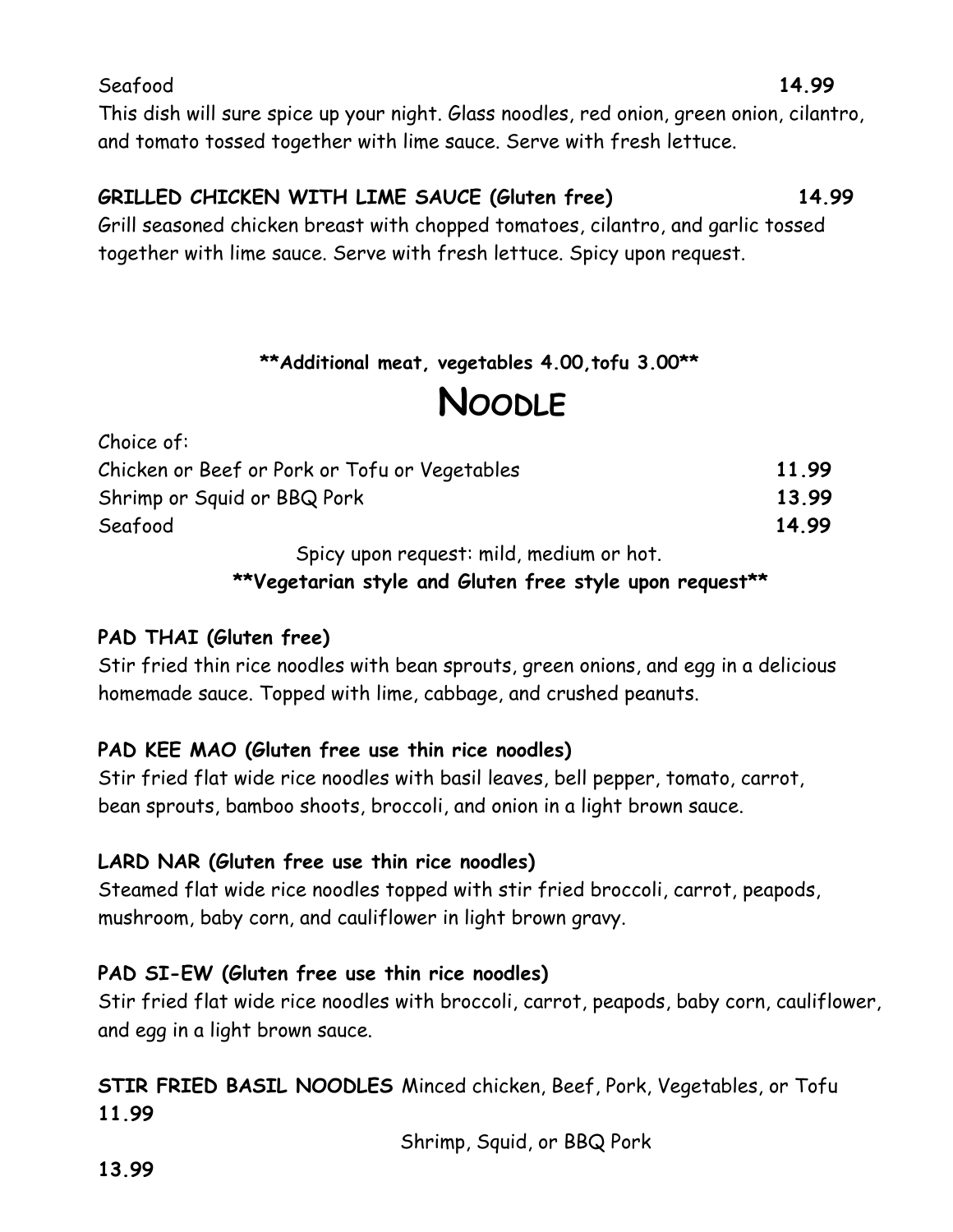Seafood **14.99**

This dish will sure spice up your night. Glass noodles, red onion, green onion, cilantro, and tomato tossed together with lime sauce. Serve with fresh lettuce.

**GRILLED CHICKEN WITH LIME SAUCE (Gluten free)** **14.99**

Grill seasoned chicken breast with chopped tomatoes, cilantro, and garlic tossed together with lime sauce. Serve with fresh lettuce. Spicy upon request.

**\*\*Additional meat, vegetables 4.00,tofu 3.00\*\***

# NOODLE

Choice of:

| | |
|---|---|
| Chicken or Beef or Pork or Tofu or Vegetables | **11.99** |
| Shrimp or Squid or BBQ Pork | **13.99** |
| Seafood | **14.99** |

Spicy upon request: mild, medium or hot.

**\*\*Vegetarian style and Gluten free style upon request\*\***

**PAD THAI (Gluten free)**

Stir fried thin rice noodles with bean sprouts, green onions, and egg in a delicious homemade sauce. Topped with lime, cabbage, and crushed peanuts.

**PAD KEE MAO (Gluten free use thin rice noodles)**

Stir fried flat wide rice noodles with basil leaves, bell pepper, tomato, carrot, bean sprouts, bamboo shoots, broccoli, and onion in a light brown sauce.

**LARD NAR (Gluten free use thin rice noodles)**

Steamed flat wide rice noodles topped with stir fried broccoli, carrot, peapods, mushroom, baby corn, and cauliflower in light brown gravy.

**PAD SI-EW (Gluten free use thin rice noodles)**

Stir fried flat wide rice noodles with broccoli, carrot, peapods, baby corn, cauliflower, and egg in a light brown sauce.

**STIR FRIED BASIL NOODLES** Minced chicken, Beef, Pork, Vegetables, or Tofu **11.99**

Shrimp, Squid, or BBQ Pork **13.99**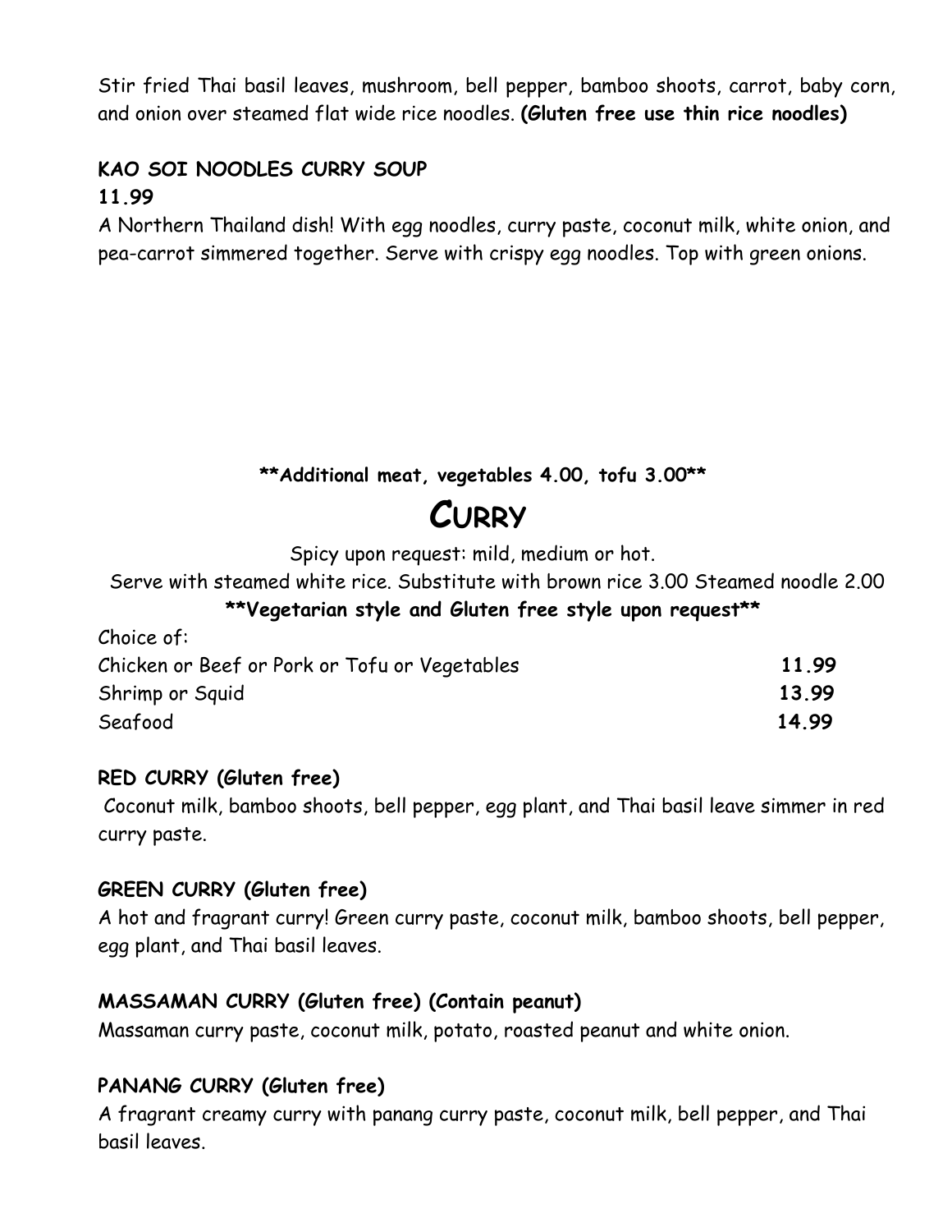Stir fried Thai basil leaves, mushroom, bell pepper, bamboo shoots, carrot, baby corn, and onion over steamed flat wide rice noodles. **(Gluten free use thin rice noodles)**

### KAO SOI NOODLES CURRY SOUP

**11.99**

A Northern Thailand dish! With egg noodles, curry paste, coconut milk, white onion, and pea-carrot simmered together. Serve with crispy egg noodles. Top with green onions.

**\*\*Additional meat, vegetables 4.00, tofu 3.00\*\***

# CURRY

Spicy upon request: mild, medium or hot.

Serve with steamed white rice. Substitute with brown rice 3.00 Steamed noodle 2.00

**\*\*Vegetarian style and Gluten free style upon request\*\***

| Choice of: | |
|---|---|
| Chicken or Beef or Pork or Tofu or Vegetables | **11.99** |
| Shrimp or Squid | **13.99** |
| Seafood | **14.99** |

### RED CURRY (Gluten free)

Coconut milk, bamboo shoots, bell pepper, egg plant, and Thai basil leave simmer in red curry paste.

### GREEN CURRY (Gluten free)

A hot and fragrant curry! Green curry paste, coconut milk, bamboo shoots, bell pepper, egg plant, and Thai basil leaves.

### MASSAMAN CURRY (Gluten free) (Contain peanut)

Massaman curry paste, coconut milk, potato, roasted peanut and white onion.

### PANANG CURRY (Gluten free)

A fragrant creamy curry with panang curry paste, coconut milk, bell pepper, and Thai basil leaves.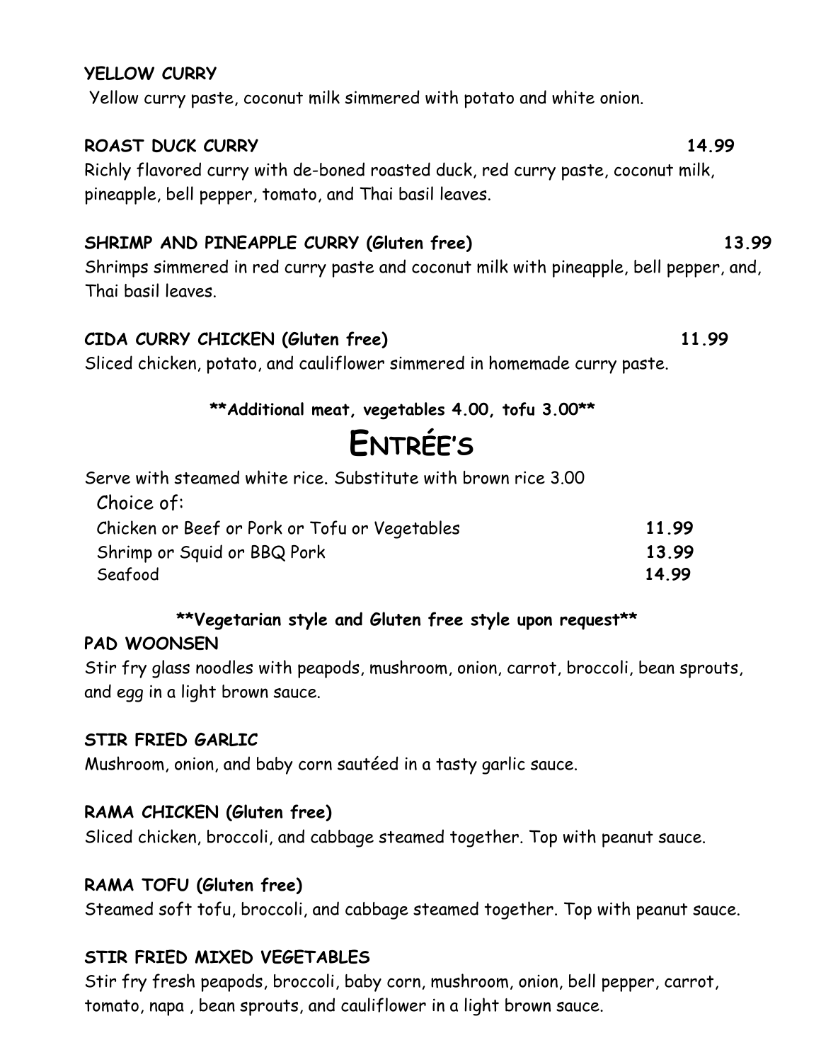**YELLOW CURRY**

Yellow curry paste, coconut milk simmered with potato and white onion.

**ROAST DUCK CURRY** **14.99**

Richly flavored curry with de-boned roasted duck, red curry paste, coconut milk, pineapple, bell pepper, tomato, and Thai basil leaves.

**SHRIMP AND PINEAPPLE CURRY (Gluten free)** **13.99**

Shrimps simmered in red curry paste and coconut milk with pineapple, bell pepper, and, Thai basil leaves.

**CIDA CURRY CHICKEN (Gluten free)** **11.99**

Sliced chicken, potato, and cauliflower simmered in homemade curry paste.

**\*\*Additional meat, vegetables 4.00, tofu 3.00\*\***

# ENTRÉE'S

Serve with steamed white rice. Substitute with brown rice 3.00

Choice of:

| | |
|---|---|
| Chicken or Beef or Pork or Tofu or Vegetables | **11.99** |
| Shrimp or Squid or BBQ Pork | **13.99** |
| Seafood | **14.99** |

**\*\*Vegetarian style and Gluten free style upon request\*\***

**PAD WOONSEN**

Stir fry glass noodles with peapods, mushroom, onion, carrot, broccoli, bean sprouts, and egg in a light brown sauce.

**STIR FRIED GARLIC**

Mushroom, onion, and baby corn sautéed in a tasty garlic sauce.

**RAMA CHICKEN (Gluten free)**

Sliced chicken, broccoli, and cabbage steamed together. Top with peanut sauce.

**RAMA TOFU (Gluten free)**

Steamed soft tofu, broccoli, and cabbage steamed together. Top with peanut sauce.

**STIR FRIED MIXED VEGETABLES**

Stir fry fresh peapods, broccoli, baby corn, mushroom, onion, bell pepper, carrot, tomato, napa , bean sprouts, and cauliflower in a light brown sauce.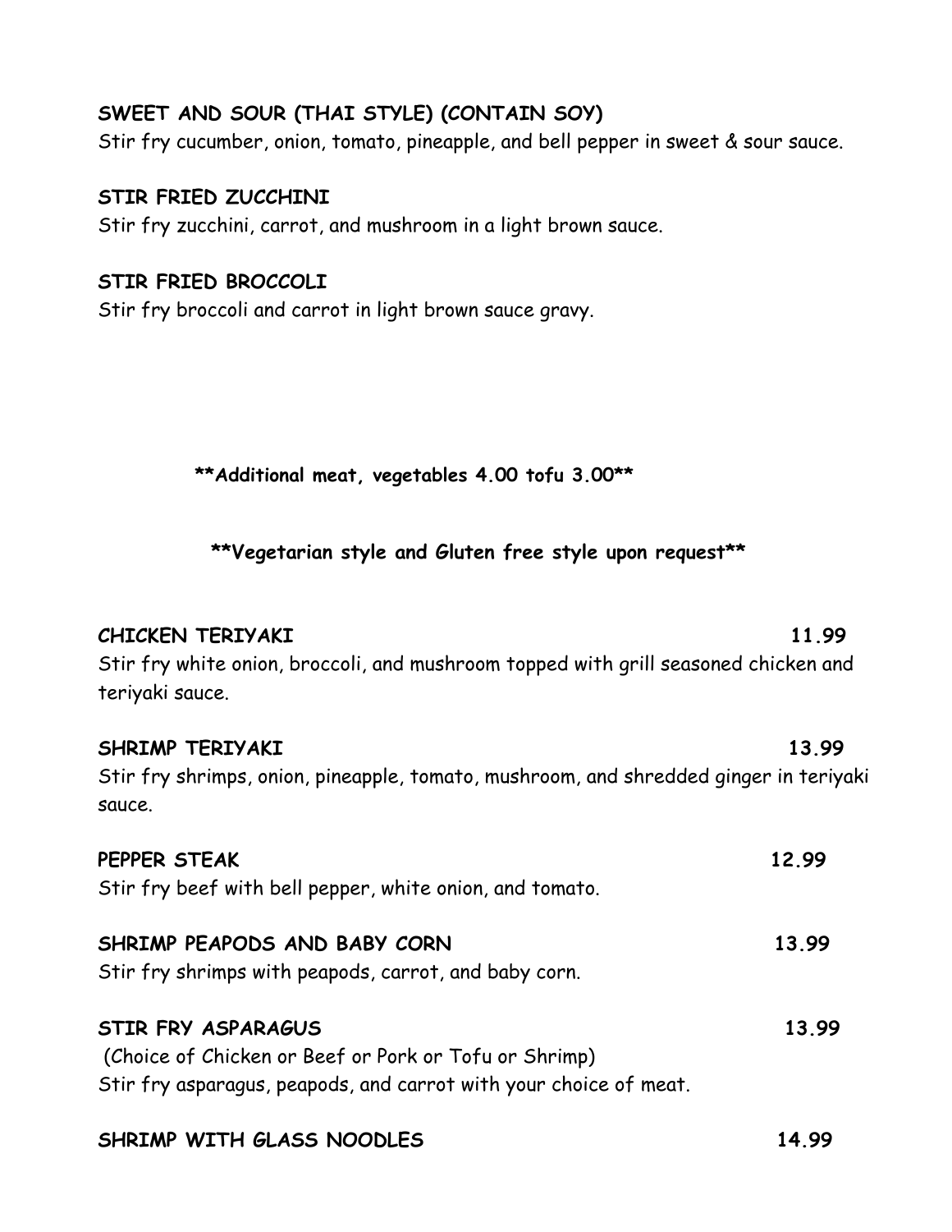**SWEET AND SOUR (THAI STYLE) (CONTAIN SOY)**
Stir fry cucumber, onion, tomato, pineapple, and bell pepper in sweet & sour sauce.

**STIR FRIED ZUCCHINI**
Stir fry zucchini, carrot, and mushroom in a light brown sauce.

**STIR FRIED BROCCOLI**
Stir fry broccoli and carrot in light brown sauce gravy.

**\*\*Additional meat, vegetables 4.00 tofu 3.00\*\***

**\*\*Vegetarian style and Gluten free style upon request\*\***

**CHICKEN TERIYAKI** 11.99
Stir fry white onion, broccoli, and mushroom topped with grill seasoned chicken and teriyaki sauce.

**SHRIMP TERIYAKI** 13.99
Stir fry shrimps, onion, pineapple, tomato, mushroom, and shredded ginger in teriyaki sauce.

**PEPPER STEAK** 12.99
Stir fry beef with bell pepper, white onion, and tomato.

**SHRIMP PEAPODS AND BABY CORN** 13.99
Stir fry shrimps with peapods, carrot, and baby corn.

**STIR FRY ASPARAGUS** 13.99
(Choice of Chicken or Beef or Pork or Tofu or Shrimp)
Stir fry asparagus, peapods, and carrot with your choice of meat.

**SHRIMP WITH GLASS NOODLES** 14.99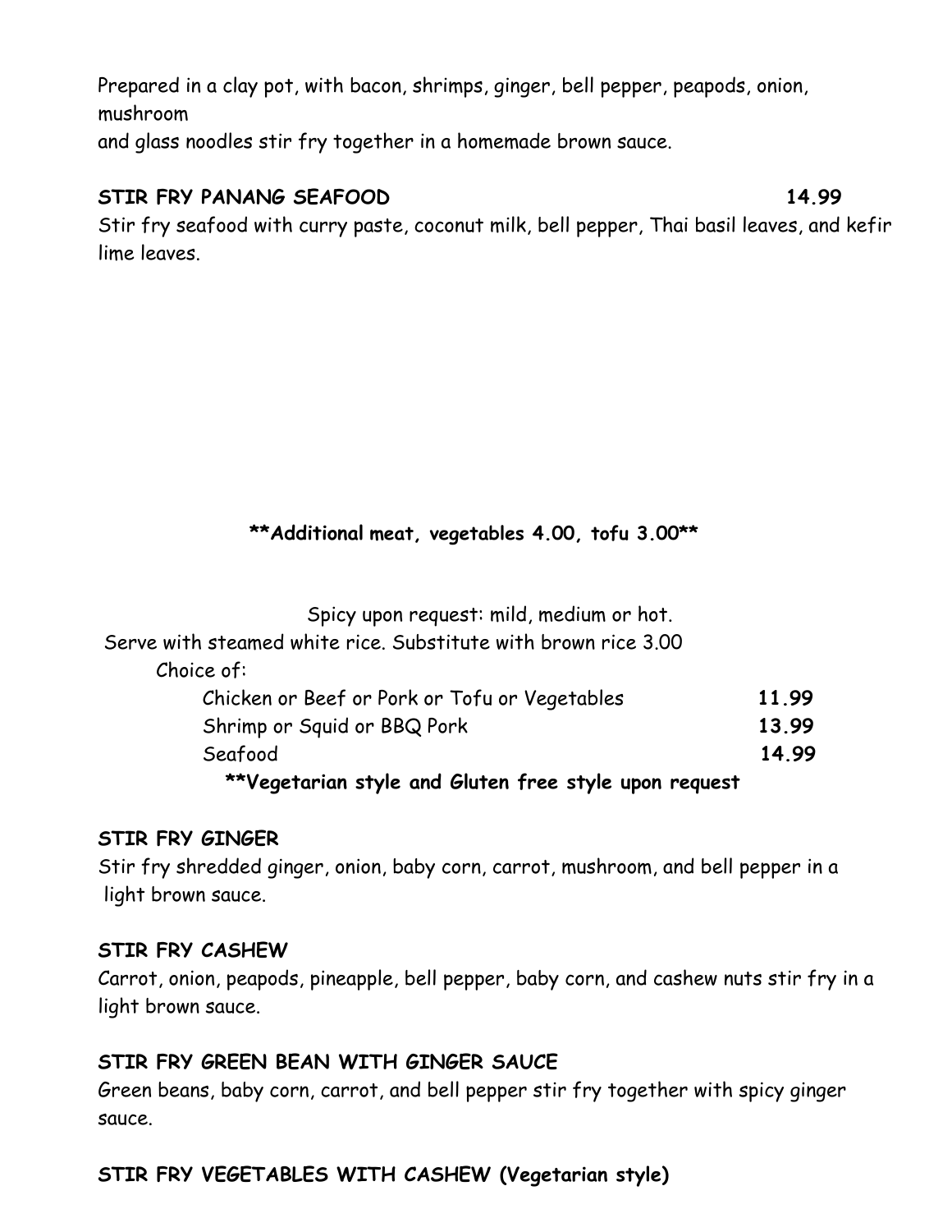Prepared in a clay pot, with bacon, shrimps, ginger, bell pepper, peapods, onion, mushroom
and glass noodles stir fry together in a homemade brown sauce.

**STIR FRY PANANG SEAFOOD** **14.99**

Stir fry seafood with curry paste, coconut milk, bell pepper, Thai basil leaves, and kefir lime leaves.

**\*\*Additional meat, vegetables 4.00, tofu 3.00\*\***

Spicy upon request: mild, medium or hot.

Serve with steamed white rice. Substitute with brown rice 3.00

Choice of:

| | |
|---|---|
| Chicken or Beef or Pork or Tofu or Vegetables | **11.99** |
| Shrimp or Squid or BBQ Pork | **13.99** |
| Seafood | **14.99** |

**\*\*Vegetarian style and Gluten free style upon request**

**STIR FRY GINGER**

Stir fry shredded ginger, onion, baby corn, carrot, mushroom, and bell pepper in a light brown sauce.

**STIR FRY CASHEW**

Carrot, onion, peapods, pineapple, bell pepper, baby corn, and cashew nuts stir fry in a light brown sauce.

**STIR FRY GREEN BEAN WITH GINGER SAUCE**

Green beans, baby corn, carrot, and bell pepper stir fry together with spicy ginger sauce.

**STIR FRY VEGETABLES WITH CASHEW (Vegetarian style)**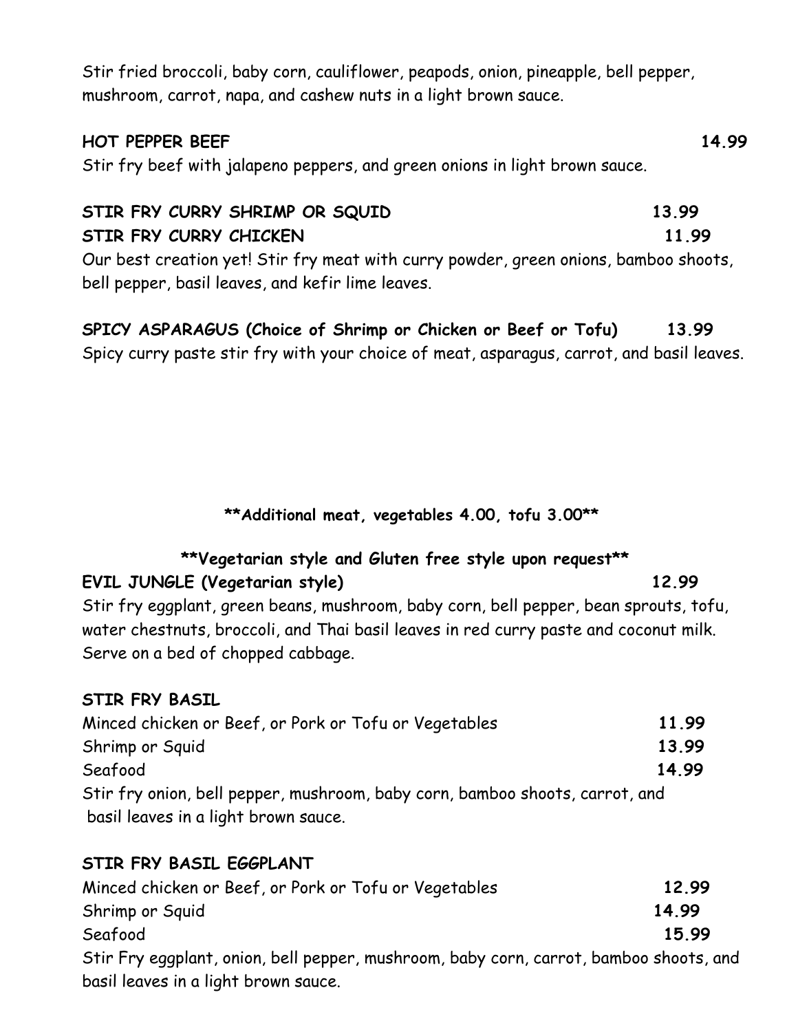Stir fried broccoli, baby corn, cauliflower, peapods, onion, pineapple, bell pepper, mushroom, carrot, napa, and cashew nuts in a light brown sauce.

**HOT PEPPER BEEF** **14.99**

Stir fry beef with jalapeno peppers, and green onions in light brown sauce.

**STIR FRY CURRY SHRIMP OR SQUID** **13.99**

**STIR FRY CURRY CHICKEN** **11.99**

Our best creation yet! Stir fry meat with curry powder, green onions, bamboo shoots, bell pepper, basil leaves, and kefir lime leaves.

**SPICY ASPARAGUS (Choice of Shrimp or Chicken or Beef or Tofu)** **13.99**

Spicy curry paste stir fry with your choice of meat, asparagus, carrot, and basil leaves.

**\*\*Additional meat, vegetables 4.00, tofu 3.00\*\***

**\*\*Vegetarian style and Gluten free style upon request\*\***

**EVIL JUNGLE (Vegetarian style)** **12.99**

Stir fry eggplant, green beans, mushroom, baby corn, bell pepper, bean sprouts, tofu, water chestnuts, broccoli, and Thai basil leaves in red curry paste and coconut milk. Serve on a bed of chopped cabbage.

**STIR FRY BASIL**

| | |
|---|---|
| Minced chicken or Beef, or Pork or Tofu or Vegetables | **11.99** |
| Shrimp or Squid | **13.99** |
| Seafood | **14.99** |

Stir fry onion, bell pepper, mushroom, baby corn, bamboo shoots, carrot, and basil leaves in a light brown sauce.

**STIR FRY BASIL EGGPLANT**

| | |
|---|---|
| Minced chicken or Beef, or Pork or Tofu or Vegetables | **12.99** |
| Shrimp or Squid | **14.99** |
| Seafood | **15.99** |

Stir Fry eggplant, onion, bell pepper, mushroom, baby corn, carrot, bamboo shoots, and basil leaves in a light brown sauce.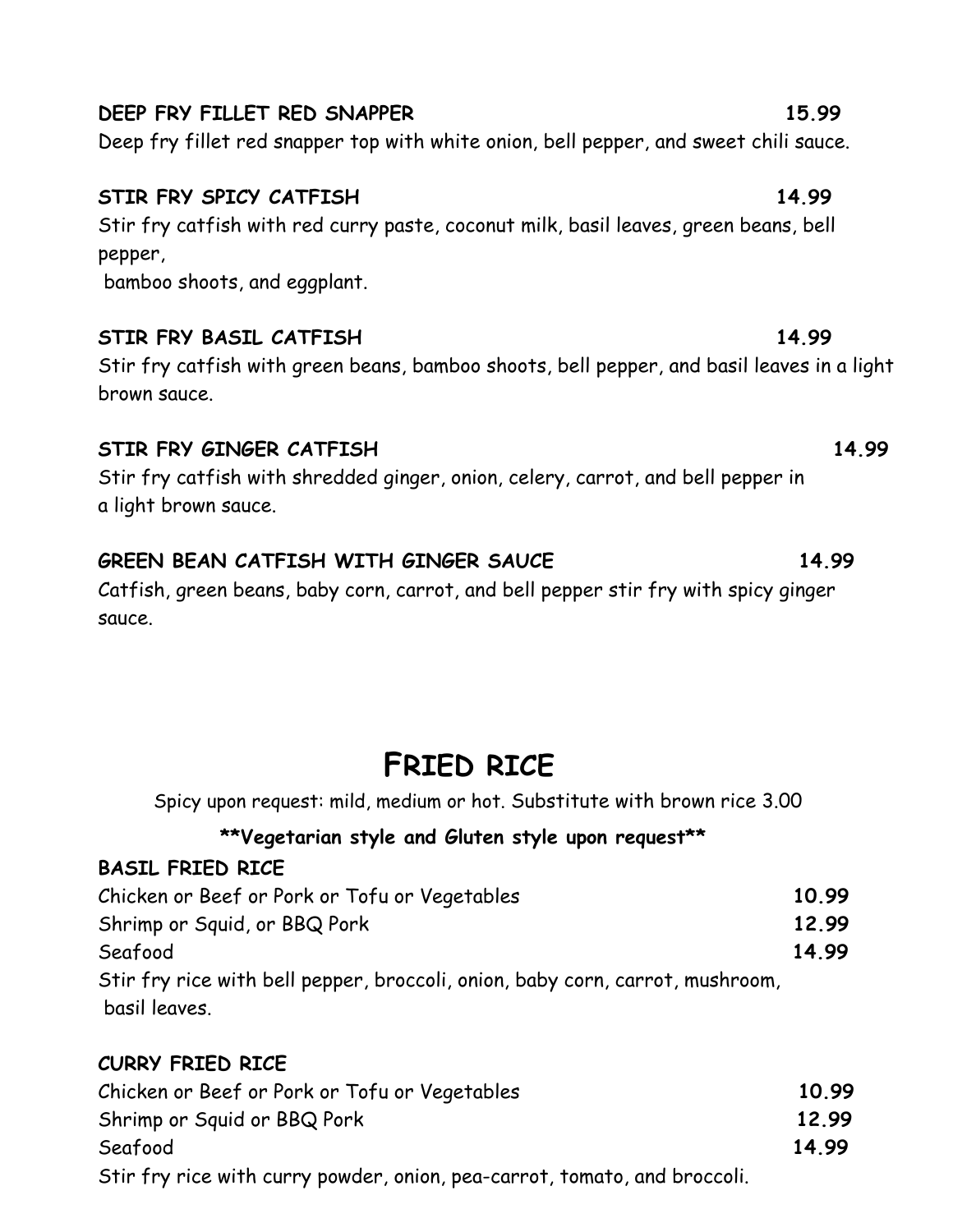**DEEP FRY FILLET RED SNAPPER** 15.99

Deep fry fillet red snapper top with white onion, bell pepper, and sweet chili sauce.

**STIR FRY SPICY CATFISH** 14.99

Stir fry catfish with red curry paste, coconut milk, basil leaves, green beans, bell pepper,
bamboo shoots, and eggplant.

**STIR FRY BASIL CATFISH** 14.99

Stir fry catfish with green beans, bamboo shoots, bell pepper, and basil leaves in a light brown sauce.

**STIR FRY GINGER CATFISH** 14.99

Stir fry catfish with shredded ginger, onion, celery, carrot, and bell pepper in a light brown sauce.

**GREEN BEAN CATFISH WITH GINGER SAUCE** 14.99

Catfish, green beans, baby corn, carrot, and bell pepper stir fry with spicy ginger sauce.

# FRIED RICE

Spicy upon request: mild, medium or hot. Substitute with brown rice 3.00

****Vegetarian style and Gluten style upon request****

**BASIL FRIED RICE**

| | |
|---|---|
| Chicken or Beef or Pork or Tofu or Vegetables | **10.99** |
| Shrimp or Squid, or BBQ Pork | **12.99** |
| Seafood | **14.99** |

Stir fry rice with bell pepper, broccoli, onion, baby corn, carrot, mushroom, basil leaves.

**CURRY FRIED RICE**

| | |
|---|---|
| Chicken or Beef or Pork or Tofu or Vegetables | **10.99** |
| Shrimp or Squid or BBQ Pork | **12.99** |
| Seafood | **14.99** |

Stir fry rice with curry powder, onion, pea-carrot, tomato, and broccoli.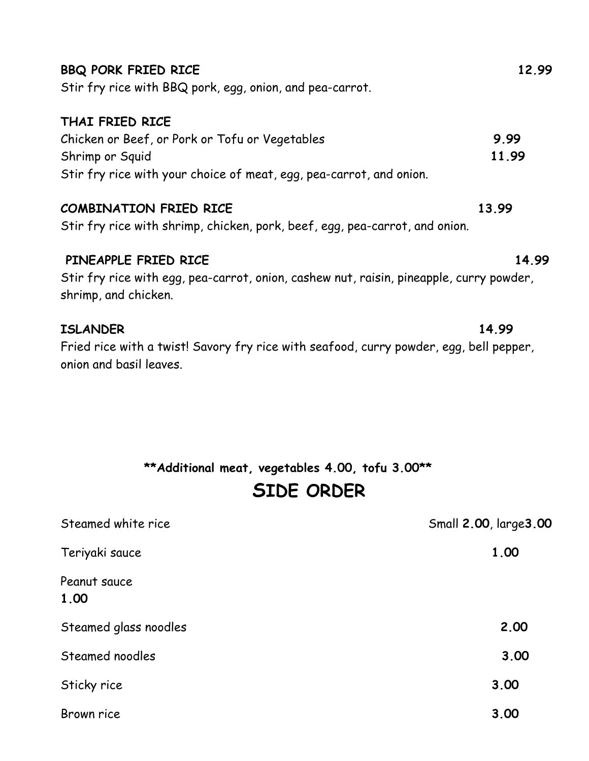**BBQ PORK FRIED RICE** **12.99**
Stir fry rice with BBQ pork, egg, onion, and pea-carrot.

**THAI FRIED RICE**
Chicken or Beef, or Pork or Tofu or Vegetables **9.99**
Shrimp or Squid **11.99**
Stir fry rice with your choice of meat, egg, pea-carrot, and onion.

**COMBINATION FRIED RICE** **13.99**
Stir fry rice with shrimp, chicken, pork, beef, egg, pea-carrot, and onion.

**PINEAPPLE FRIED RICE** **14.99**
Stir fry rice with egg, pea-carrot, onion, cashew nut, raisin, pineapple, curry powder, shrimp, and chicken.

**ISLANDER** **14.99**
Fried rice with a twist! Savory fry rice with seafood, curry powder, egg, bell pepper, onion and basil leaves.

****Additional meat, vegetables 4.00, tofu 3.00****

## SIDE ORDER

| Item | Price |
|---|---|
| Steamed white rice | Small **2.00**, large**3.00** |
| Teriyaki sauce | **1.00** |
| Peanut sauce | **1.00** |
| Steamed glass noodles | **2.00** |
| Steamed noodles | **3.00** |
| Sticky rice | **3.00** |
| Brown rice | **3.00** |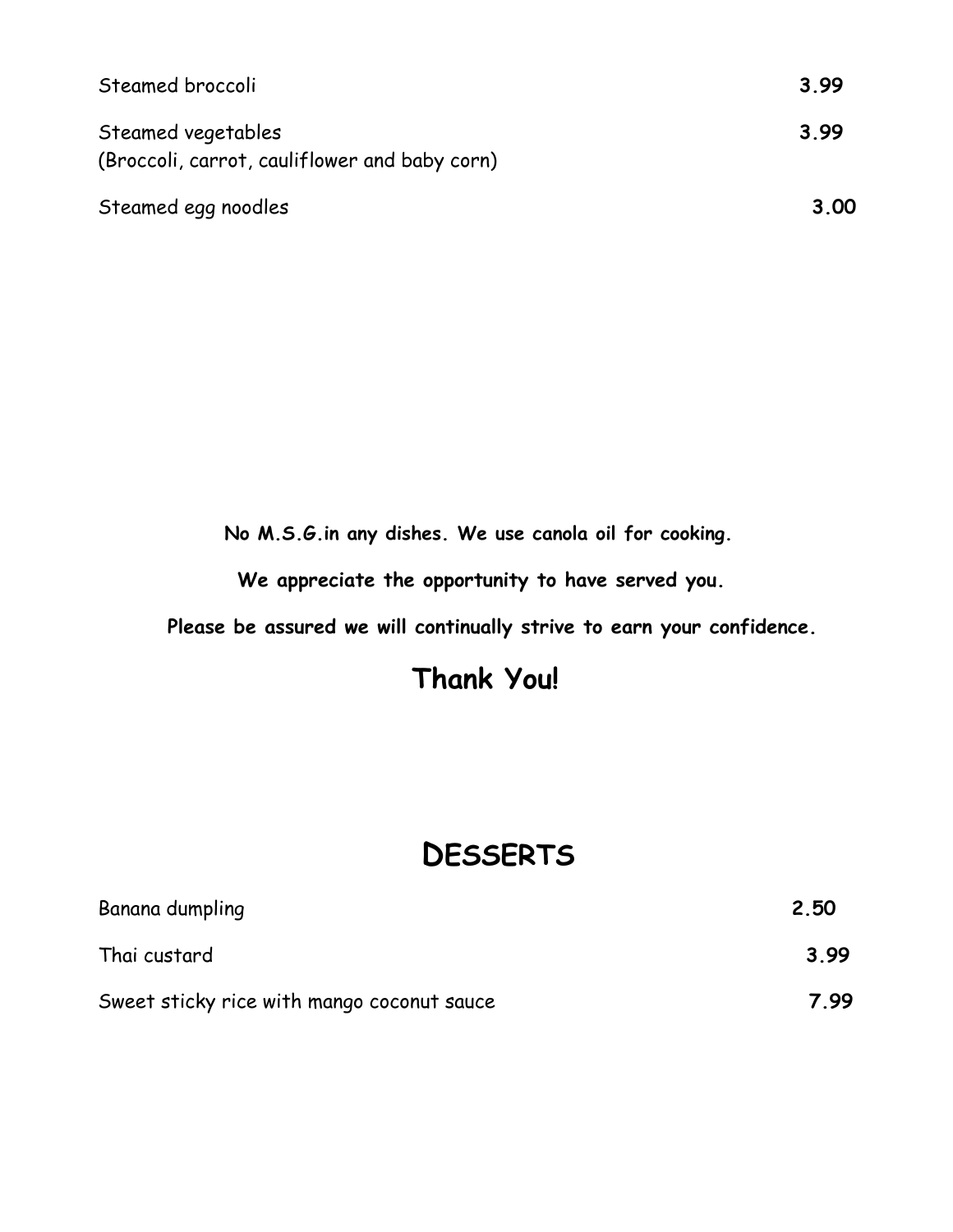| | |
|---|---|
| Steamed broccoli | **3.99** |
| Steamed vegetables<br>(Broccoli, carrot, cauliflower and baby corn) | **3.99** |
| Steamed egg noodles | **3.00** |

**No M.S.G.in any dishes. We use canola oil for cooking.**

**We appreciate the opportunity to have served you.**

**Please be assured we will continually strive to earn your confidence.**

## Thank You!

# DESSERTS

| | |
|---|---|
| Banana dumpling | **2.50** |
| Thai custard | **3.99** |
| Sweet sticky rice with mango coconut sauce | **7.99** |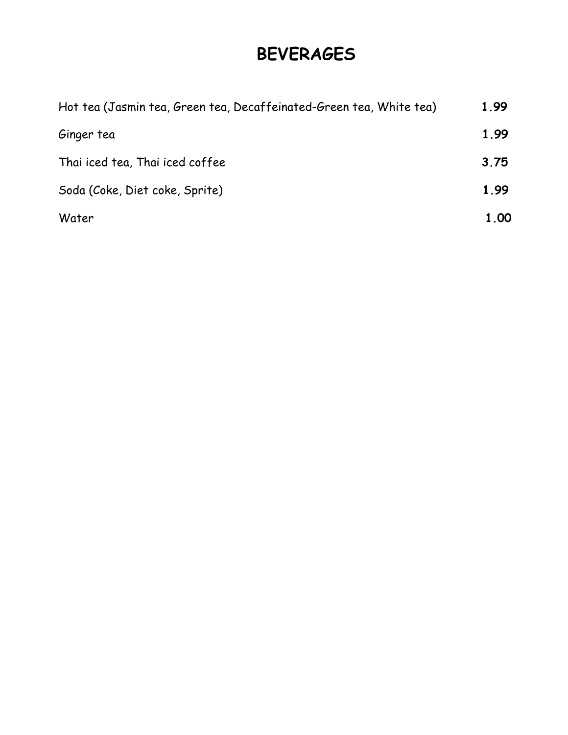# BEVERAGES

| | |
|---|---|
| Hot tea (Jasmin tea, Green tea, Decaffeinated-Green tea, White tea) | **1.99** |
| Ginger tea | **1.99** |
| Thai iced tea, Thai iced coffee | **3.75** |
| Soda (Coke, Diet coke, Sprite) | **1.99** |
| Water | **1.00** |